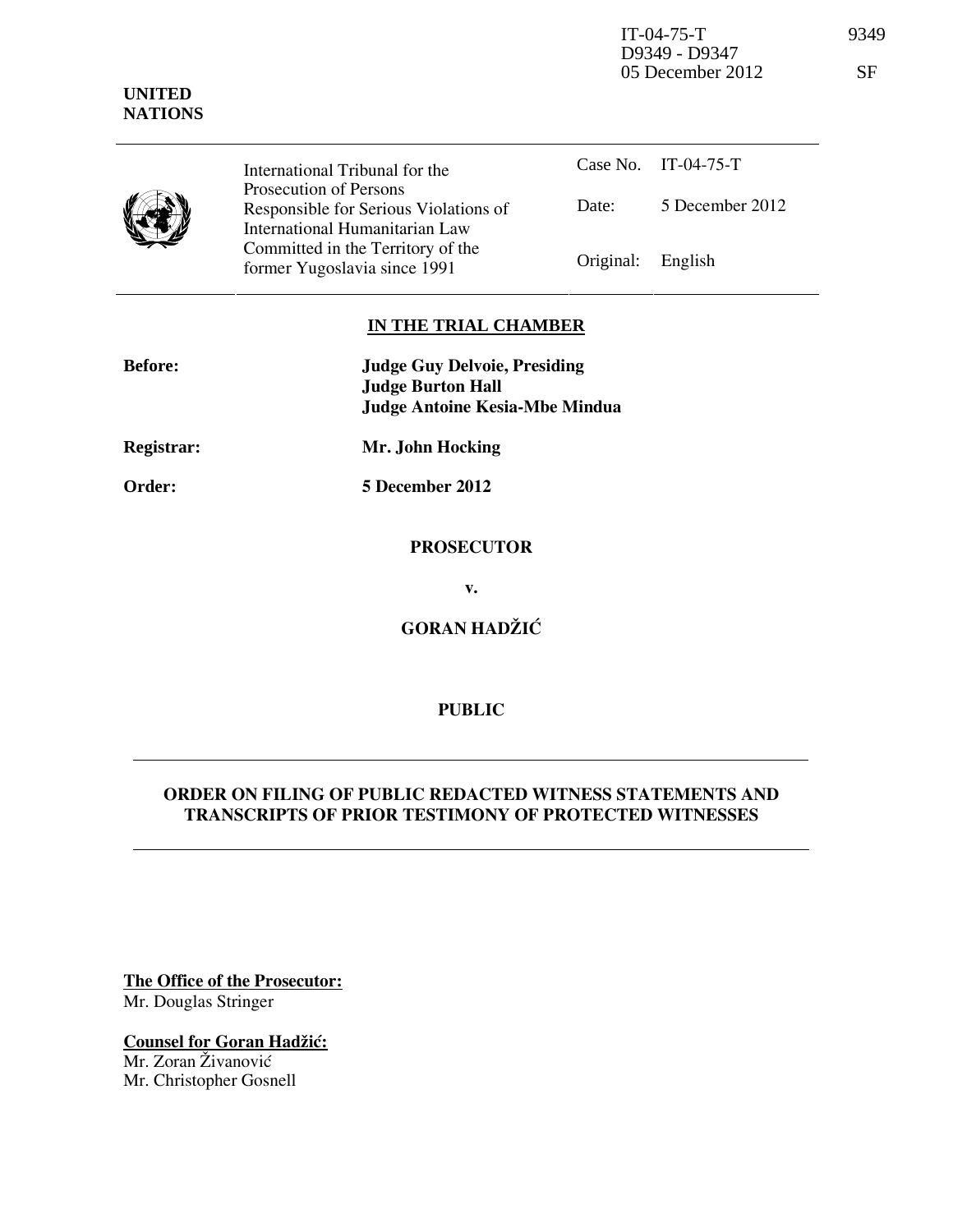IT-04-75-T
D9349 - D9347
05 December 2012

9349

SF

**UNITED NATIONS**

| | | |
|---|---|---|
| International Tribunal for the Prosecution of Persons Responsible for Serious Violations of International Humanitarian Law Committed in the Territory of the former Yugoslavia since 1991 | Case No. | IT-04-75-T |
| | Date: | 5 December 2012 |
| | Original: | English |

## IN THE TRIAL CHAMBER

**Before:** **Judge Guy Delvoie, Presiding**
**Judge Burton Hall**
**Judge Antoine Kesia-Mbe Mindua**

**Registrar:** **Mr. John Hocking**

**Order:** **5 December 2012**

**PROSECUTOR**

**v.**

**GORAN HADŽIĆ**

**PUBLIC**

---

## ORDER ON FILING OF PUBLIC REDACTED WITNESS STATEMENTS AND TRANSCRIPTS OF PRIOR TESTIMONY OF PROTECTED WITNESSES

---

**The Office of the Prosecutor:**
Mr. Douglas Stringer

**Counsel for Goran Hadžić:**
Mr. Zoran Živanović
Mr. Christopher Gosnell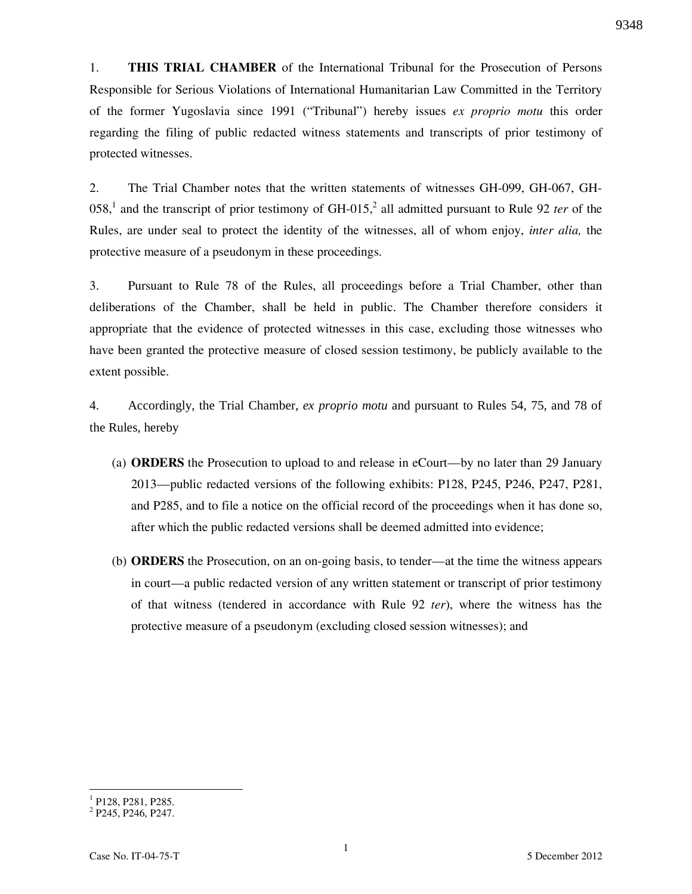1. **THIS TRIAL CHAMBER** of the International Tribunal for the Prosecution of Persons Responsible for Serious Violations of International Humanitarian Law Committed in the Territory of the former Yugoslavia since 1991 ("Tribunal") hereby issues *ex proprio motu* this order regarding the filing of public redacted witness statements and transcripts of prior testimony of protected witnesses.

2. The Trial Chamber notes that the written statements of witnesses GH-099, GH-067, GH-058,[1] and the transcript of prior testimony of GH-015,[2] all admitted pursuant to Rule 92 *ter* of the Rules, are under seal to protect the identity of the witnesses, all of whom enjoy, *inter alia,* the protective measure of a pseudonym in these proceedings.

3. Pursuant to Rule 78 of the Rules, all proceedings before a Trial Chamber, other than deliberations of the Chamber, shall be held in public. The Chamber therefore considers it appropriate that the evidence of protected witnesses in this case, excluding those witnesses who have been granted the protective measure of closed session testimony, be publicly available to the extent possible.

4. Accordingly, the Trial Chamber, *ex proprio motu* and pursuant to Rules 54, 75, and 78 of the Rules, hereby

(a) **ORDERS** the Prosecution to upload to and release in eCourt—by no later than 29 January 2013—public redacted versions of the following exhibits: P128, P245, P246, P247, P281, and P285, and to file a notice on the official record of the proceedings when it has done so, after which the public redacted versions shall be deemed admitted into evidence;

(b) **ORDERS** the Prosecution, on an on-going basis, to tender—at the time the witness appears in court—a public redacted version of any written statement or transcript of prior testimony of that witness (tendered in accordance with Rule 92 *ter*), where the witness has the protective measure of a pseudonym (excluding closed session witnesses); and

---

[1] P128, P281, P285.

[2] P245, P246, P247.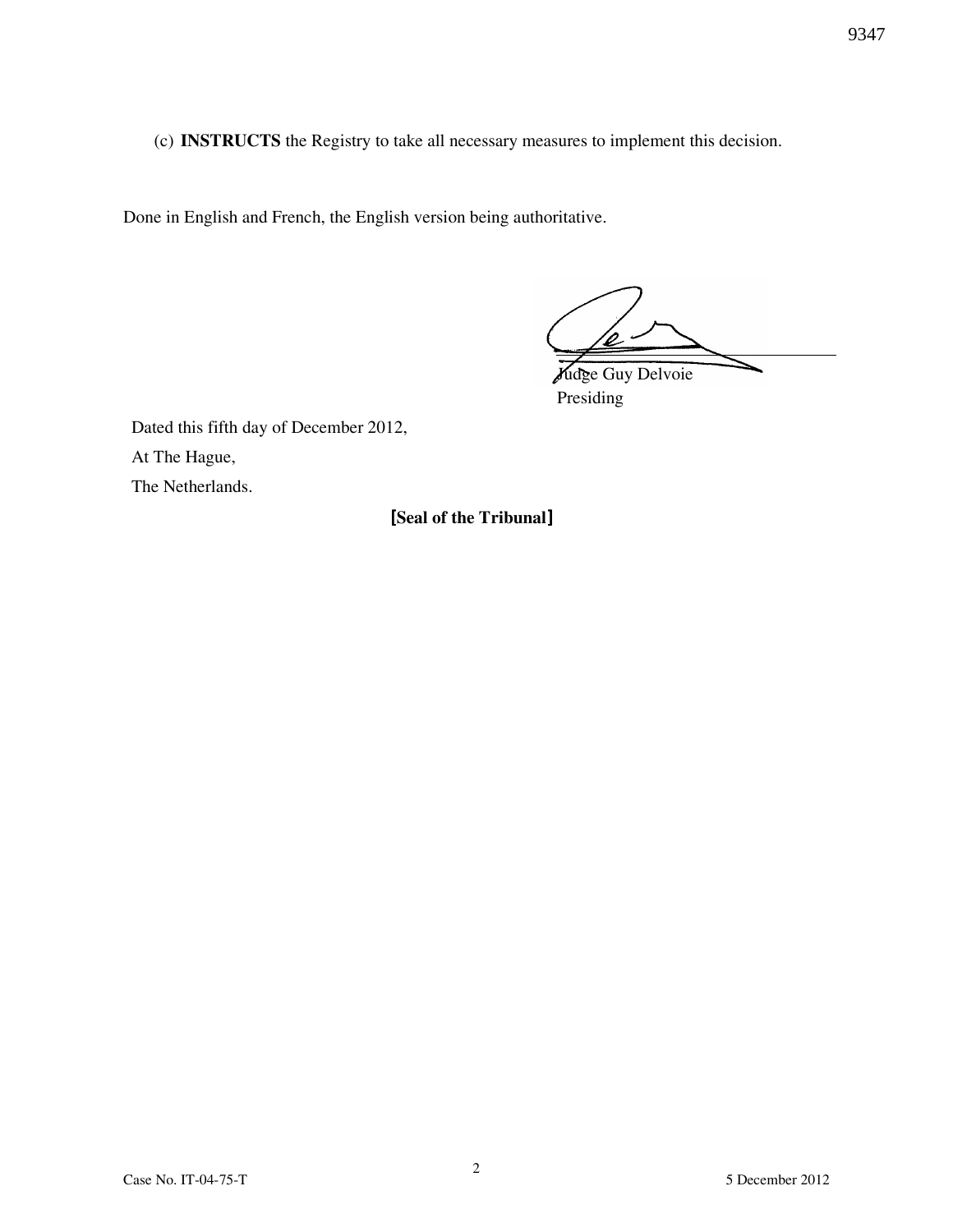(c) **INSTRUCTS** the Registry to take all necessary measures to implement this decision.

Done in English and French, the English version being authoritative.

Judge Guy Delvoie
Presiding

Dated this fifth day of December 2012,
At The Hague,
The Netherlands.

**[Seal of the Tribunal]**